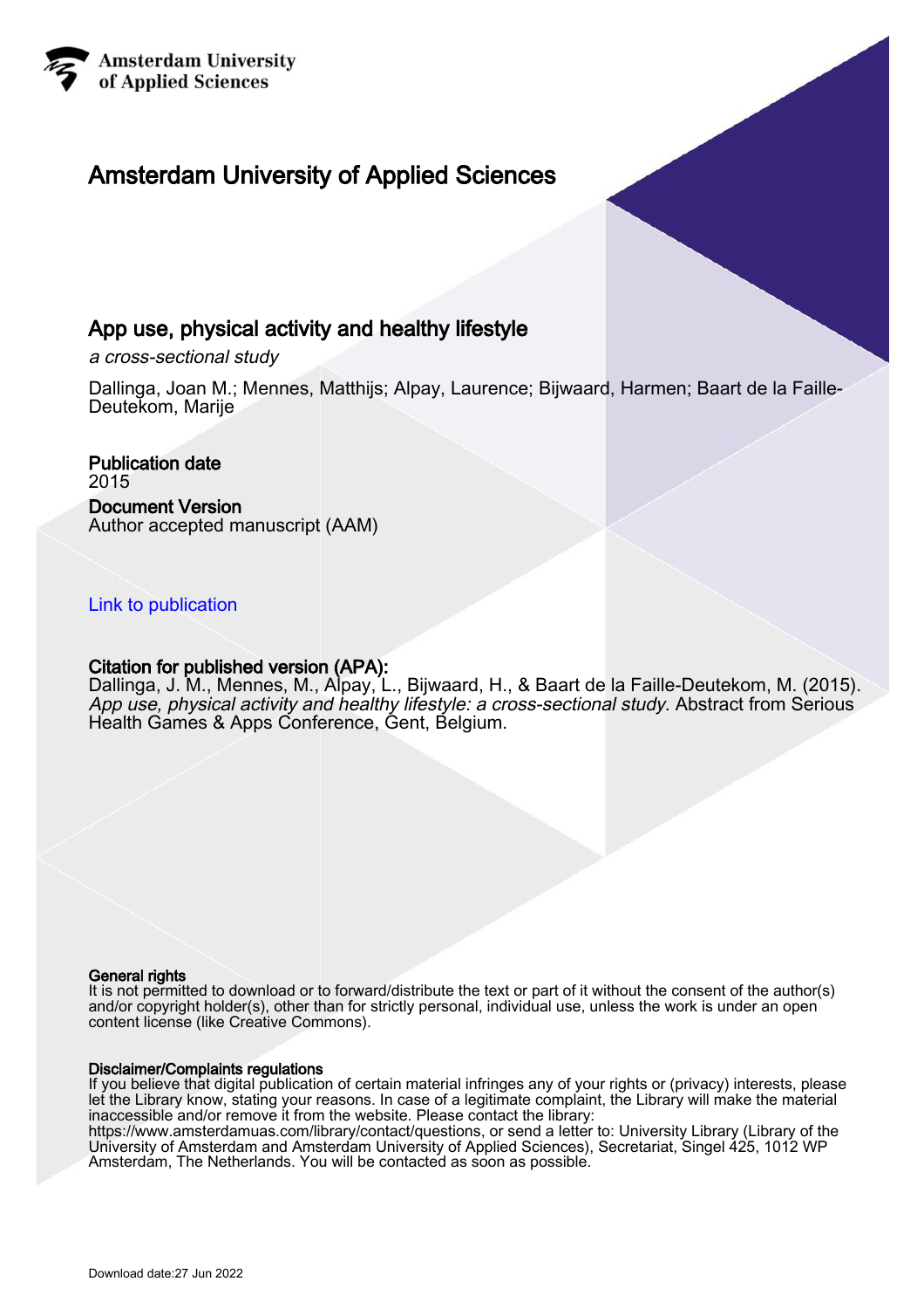Amsterdam University
of Applied Sciences

# Amsterdam University of Applied Sciences

## App use, physical activity and healthy lifestyle

*a cross-sectional study*

Dallinga, Joan M.; Mennes, Matthijs; Alpay, Laurence; Bijwaard, Harmen; Baart de la Faille-Deutekom, Marije

**Publication date**
2015

**Document Version**
Author accepted manuscript (AAM)

Link to publication

**Citation for published version (APA):**
Dallinga, J. M., Mennes, M., Alpay, L., Bijwaard, H., & Baart de la Faille-Deutekom, M. (2015). *App use, physical activity and healthy lifestyle: a cross-sectional study*. Abstract from Serious Health Games & Apps Conference, Gent, Belgium.

**General rights**
It is not permitted to download or to forward/distribute the text or part of it without the consent of the author(s) and/or copyright holder(s), other than for strictly personal, individual use, unless the work is under an open content license (like Creative Commons).

**Disclaimer/Complaints regulations**
If you believe that digital publication of certain material infringes any of your rights or (privacy) interests, please let the Library know, stating your reasons. In case of a legitimate complaint, the Library will make the material inaccessible and/or remove it from the website. Please contact the library:
https://www.amsterdamuas.com/library/contact/questions, or send a letter to: University Library (Library of the University of Amsterdam and Amsterdam University of Applied Sciences), Secretariat, Singel 425, 1012 WP Amsterdam, The Netherlands. You will be contacted as soon as possible.

Download date:27 Jun 2022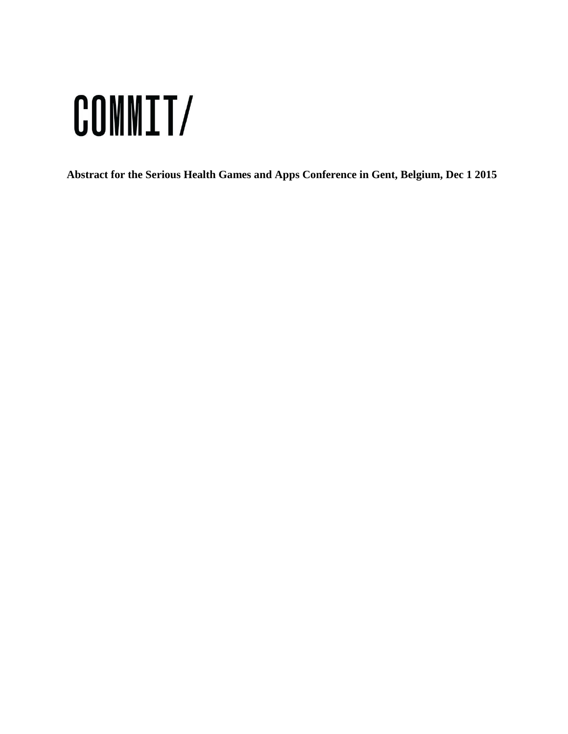# COMMIT/

**Abstract for the Serious Health Games and Apps Conference in Gent, Belgium, Dec 1 2015**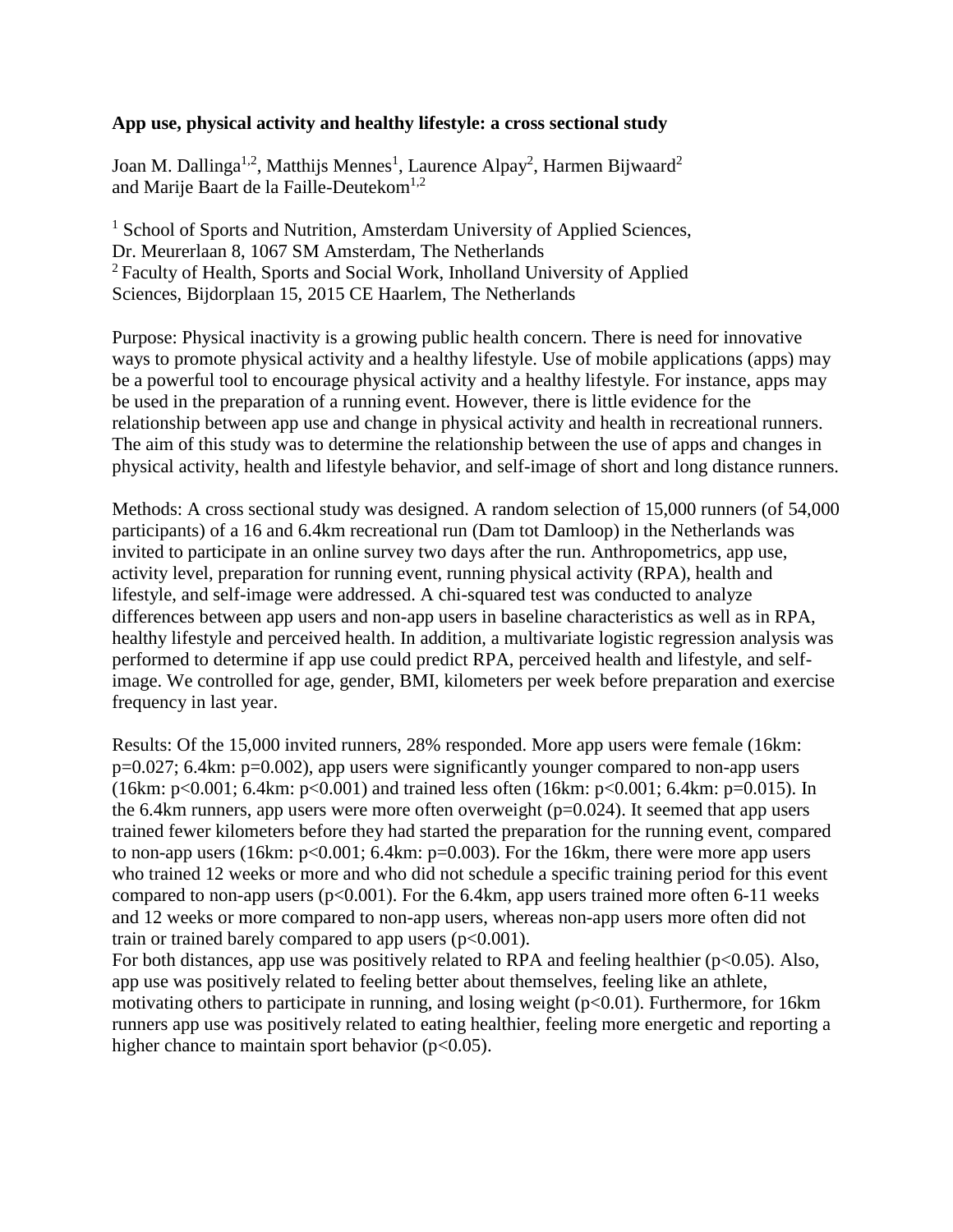**App use, physical activity and healthy lifestyle: a cross sectional study**

Joan M. Dallinga[1,2], Matthijs Mennes[1], Laurence Alpay[2], Harmen Bijwaard[2] and Marije Baart de la Faille-Deutekom[1,2]

[1] School of Sports and Nutrition, Amsterdam University of Applied Sciences, Dr. Meurerlaan 8, 1067 SM Amsterdam, The Netherlands
[2] Faculty of Health, Sports and Social Work, Inholland University of Applied Sciences, Bijdorplaan 15, 2015 CE Haarlem, The Netherlands

Purpose: Physical inactivity is a growing public health concern. There is need for innovative ways to promote physical activity and a healthy lifestyle. Use of mobile applications (apps) may be a powerful tool to encourage physical activity and a healthy lifestyle. For instance, apps may be used in the preparation of a running event. However, there is little evidence for the relationship between app use and change in physical activity and health in recreational runners. The aim of this study was to determine the relationship between the use of apps and changes in physical activity, health and lifestyle behavior, and self-image of short and long distance runners.

Methods: A cross sectional study was designed. A random selection of 15,000 runners (of 54,000 participants) of a 16 and 6.4km recreational run (Dam tot Damloop) in the Netherlands was invited to participate in an online survey two days after the run. Anthropometrics, app use, activity level, preparation for running event, running physical activity (RPA), health and lifestyle, and self-image were addressed. A chi-squared test was conducted to analyze differences between app users and non-app users in baseline characteristics as well as in RPA, healthy lifestyle and perceived health. In addition, a multivariate logistic regression analysis was performed to determine if app use could predict RPA, perceived health and lifestyle, and self-image. We controlled for age, gender, BMI, kilometers per week before preparation and exercise frequency in last year.

Results: Of the 15,000 invited runners, 28% responded. More app users were female (16km: $p=0.027$; 6.4km: $p=0.002$), app users were significantly younger compared to non-app users (16km: $p<0.001$; 6.4km: $p<0.001$) and trained less often (16km: $p<0.001$; 6.4km: $p=0.015$). In the 6.4km runners, app users were more often overweight ($p=0.024$). It seemed that app users trained fewer kilometers before they had started the preparation for the running event, compared to non-app users (16km: $p<0.001$; 6.4km: $p=0.003$). For the 16km, there were more app users who trained 12 weeks or more and who did not schedule a specific training period for this event compared to non-app users ($p<0.001$). For the 6.4km, app users trained more often 6-11 weeks and 12 weeks or more compared to non-app users, whereas non-app users more often did not train or trained barely compared to app users ($p<0.001$).
For both distances, app use was positively related to RPA and feeling healthier ($p<0.05$). Also, app use was positively related to feeling better about themselves, feeling like an athlete, motivating others to participate in running, and losing weight ($p<0.01$). Furthermore, for 16km runners app use was positively related to eating healthier, feeling more energetic and reporting a higher chance to maintain sport behavior ($p<0.05$).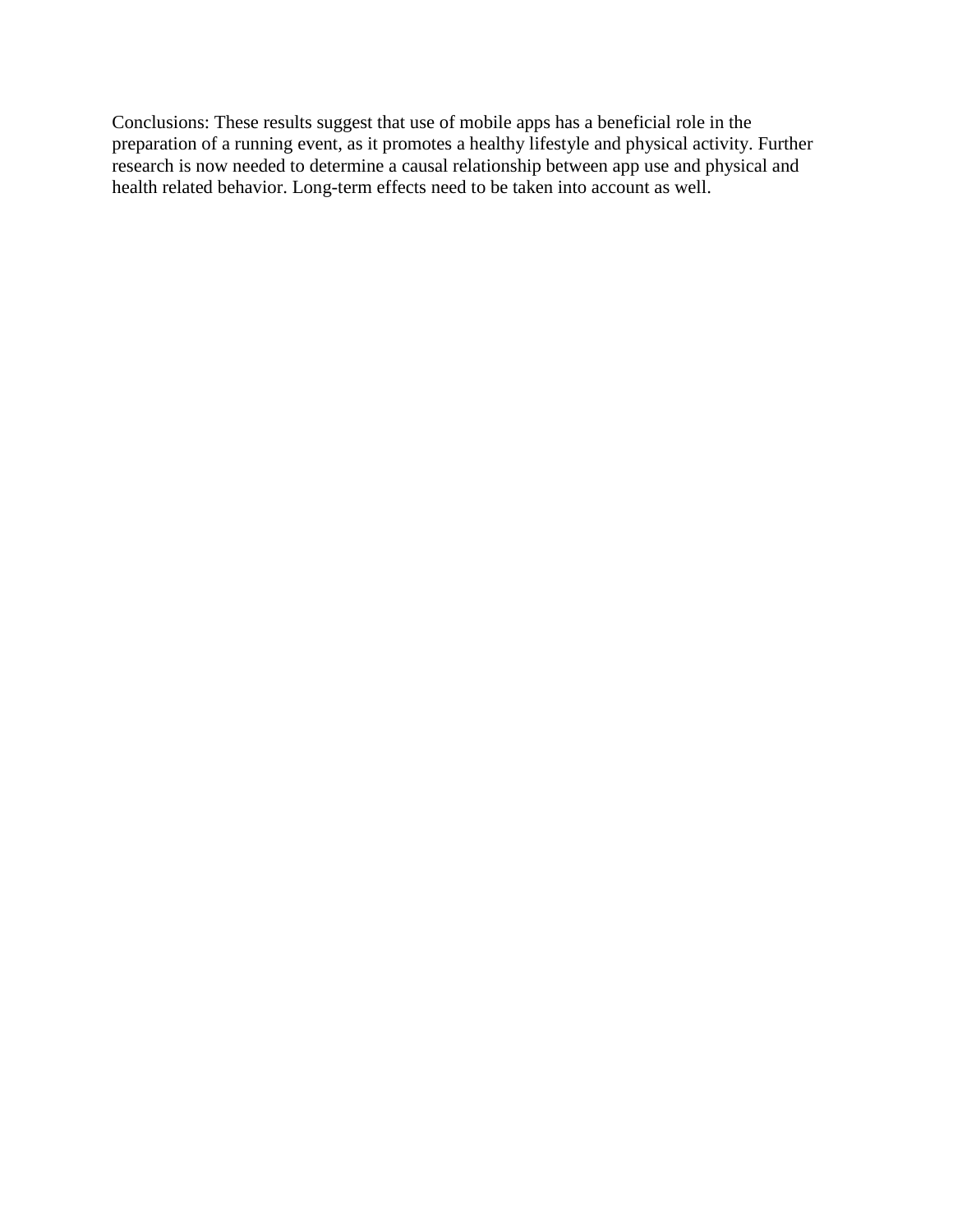Conclusions: These results suggest that use of mobile apps has a beneficial role in the preparation of a running event, as it promotes a healthy lifestyle and physical activity. Further research is now needed to determine a causal relationship between app use and physical and health related behavior. Long-term effects need to be taken into account as well.